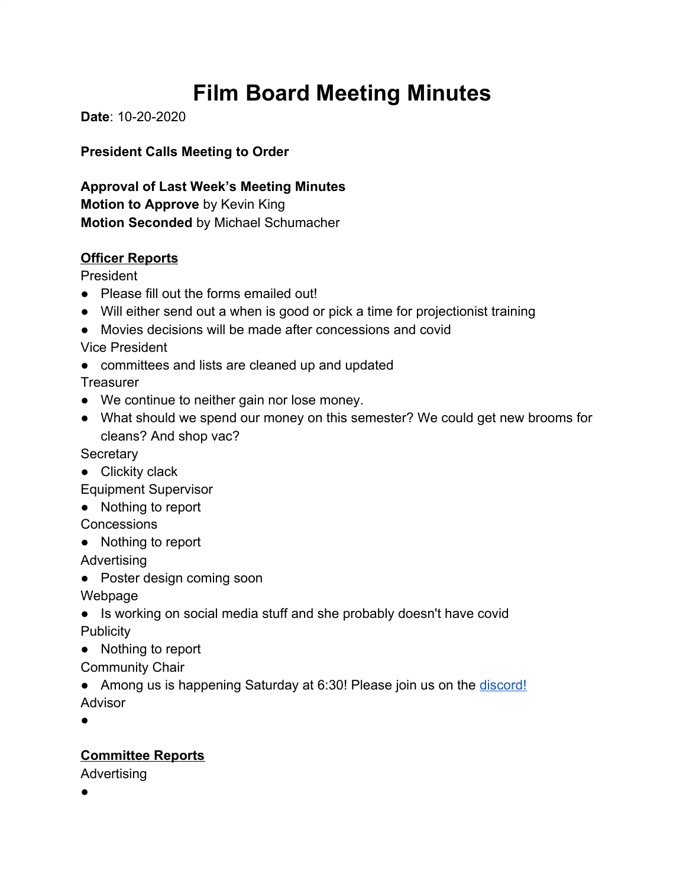# Film Board Meeting Minutes

**Date**: 10-20-2020

**President Calls Meeting to Order**

**Approval of Last Week's Meeting Minutes**
**Motion to Approve** by Kevin King
**Motion Seconded** by Michael Schumacher

## Officer Reports

President

- Please fill out the forms emailed out!
- Will either send out a when is good or pick a time for projectionist training
- Movies decisions will be made after concessions and covid

Vice President

- committees and lists are cleaned up and updated

Treasurer

- We continue to neither gain nor lose money.
- What should we spend our money on this semester? We could get new brooms for cleans? And shop vac?

Secretary

- Clickity clack

Equipment Supervisor

- Nothing to report

Concessions

- Nothing to report

Advertising

- Poster design coming soon

Webpage

- Is working on social media stuff and she probably doesn't have covid

Publicity

- Nothing to report

Community Chair

- Among us is happening Saturday at 6:30! Please join us on the discord!

Advisor

- 

## Committee Reports

Advertising

-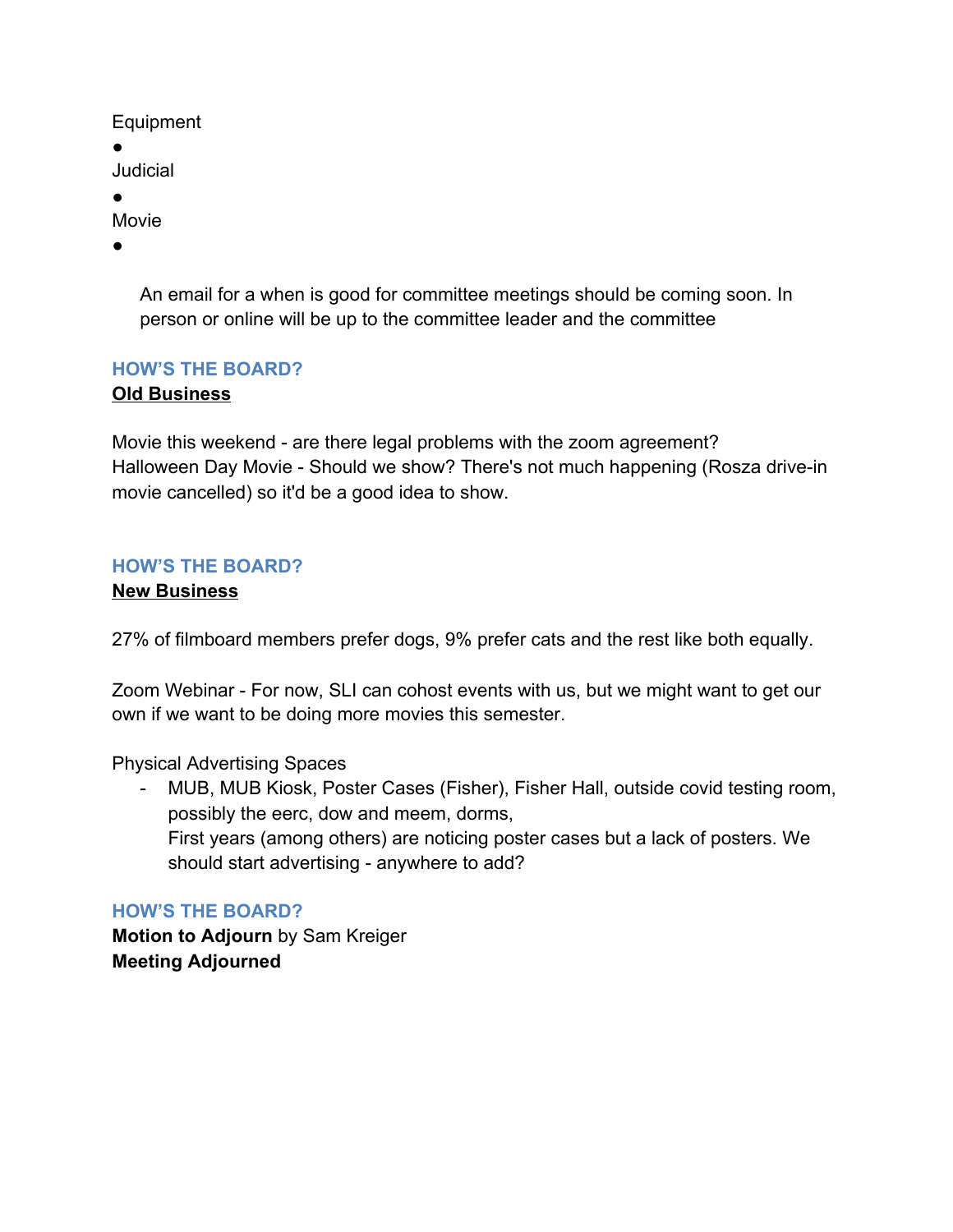Equipment

-

Judicial

-

Movie

-

    An email for a when is good for committee meetings should be coming soon. In person or online will be up to the committee leader and the committee

## HOW'S THE BOARD?

**Old Business**

Movie this weekend - are there legal problems with the zoom agreement?
Halloween Day Movie - Should we show? There's not much happening (Rosza drive-in movie cancelled) so it'd be a good idea to show.

## HOW'S THE BOARD?

**New Business**

27% of filmboard members prefer dogs, 9% prefer cats and the rest like both equally.

Zoom Webinar - For now, SLI can cohost events with us, but we might want to get our own if we want to be doing more movies this semester.

Physical Advertising Spaces

- MUB, MUB Kiosk, Poster Cases (Fisher), Fisher Hall, outside covid testing room, possibly the eerc, dow and meem, dorms,
  First years (among others) are noticing poster cases but a lack of posters. We should start advertising - anywhere to add?

## HOW'S THE BOARD?

**Motion to Adjourn** by Sam Kreiger
**Meeting Adjourned**